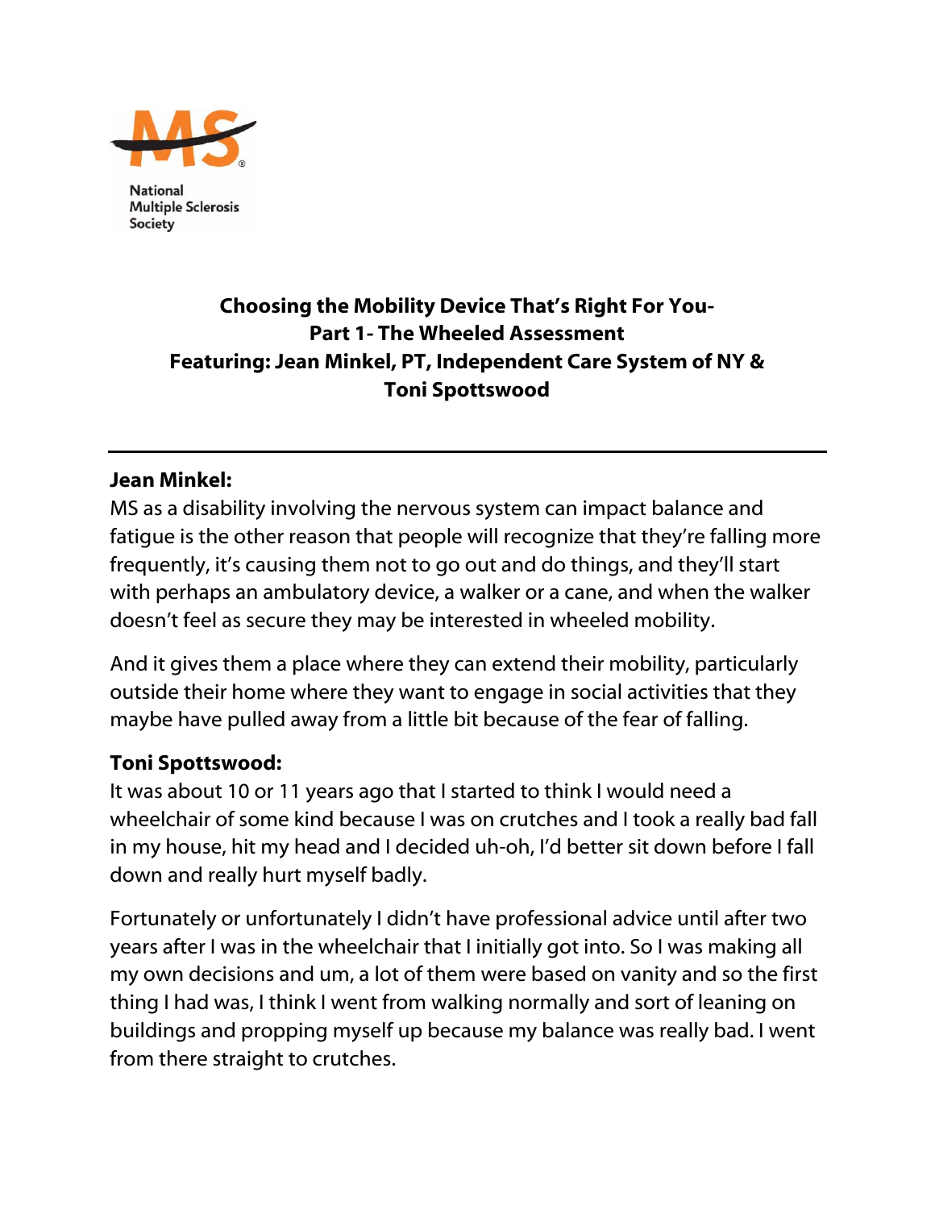National Multiple Sclerosis Society

# Choosing the Mobility Device That's Right For You- Part 1- The Wheeled Assessment

## Featuring: Jean Minkel, PT, Independent Care System of NY & Toni Spottswood

---

**Jean Minkel:**

MS as a disability involving the nervous system can impact balance and fatigue is the other reason that people will recognize that they're falling more frequently, it's causing them not to go out and do things, and they'll start with perhaps an ambulatory device, a walker or a cane, and when the walker doesn't feel as secure they may be interested in wheeled mobility.

And it gives them a place where they can extend their mobility, particularly outside their home where they want to engage in social activities that they maybe have pulled away from a little bit because of the fear of falling.

**Toni Spottswood:**

It was about 10 or 11 years ago that I started to think I would need a wheelchair of some kind because I was on crutches and I took a really bad fall in my house, hit my head and I decided uh-oh, I'd better sit down before I fall down and really hurt myself badly.

Fortunately or unfortunately I didn't have professional advice until after two years after I was in the wheelchair that I initially got into. So I was making all my own decisions and um, a lot of them were based on vanity and so the first thing I had was, I think I went from walking normally and sort of leaning on buildings and propping myself up because my balance was really bad. I went from there straight to crutches.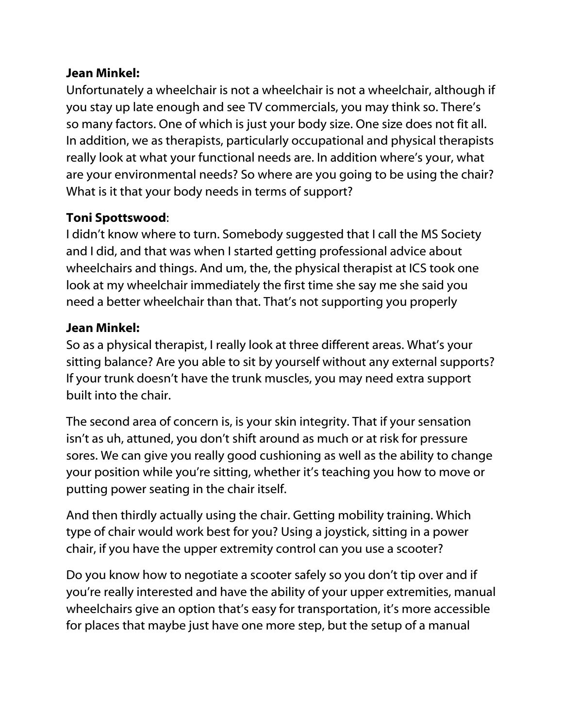**Jean Minkel:**
Unfortunately a wheelchair is not a wheelchair is not a wheelchair, although if you stay up late enough and see TV commercials, you may think so. There's so many factors. One of which is just your body size. One size does not fit all. In addition, we as therapists, particularly occupational and physical therapists really look at what your functional needs are. In addition where's your, what are your environmental needs? So where are you going to be using the chair? What is it that your body needs in terms of support?

**Toni Spottswood**:
I didn't know where to turn. Somebody suggested that I call the MS Society and I did, and that was when I started getting professional advice about wheelchairs and things. And um, the, the physical therapist at ICS took one look at my wheelchair immediately the first time she say me she said you need a better wheelchair than that. That's not supporting you properly

**Jean Minkel:**
So as a physical therapist, I really look at three different areas. What's your sitting balance? Are you able to sit by yourself without any external supports? If your trunk doesn't have the trunk muscles, you may need extra support built into the chair.

The second area of concern is, is your skin integrity. That if your sensation isn't as uh, attuned, you don't shift around as much or at risk for pressure sores. We can give you really good cushioning as well as the ability to change your position while you're sitting, whether it's teaching you how to move or putting power seating in the chair itself.

And then thirdly actually using the chair. Getting mobility training. Which type of chair would work best for you? Using a joystick, sitting in a power chair, if you have the upper extremity control can you use a scooter?

Do you know how to negotiate a scooter safely so you don't tip over and if you're really interested and have the ability of your upper extremities, manual wheelchairs give an option that's easy for transportation, it's more accessible for places that maybe just have one more step, but the setup of a manual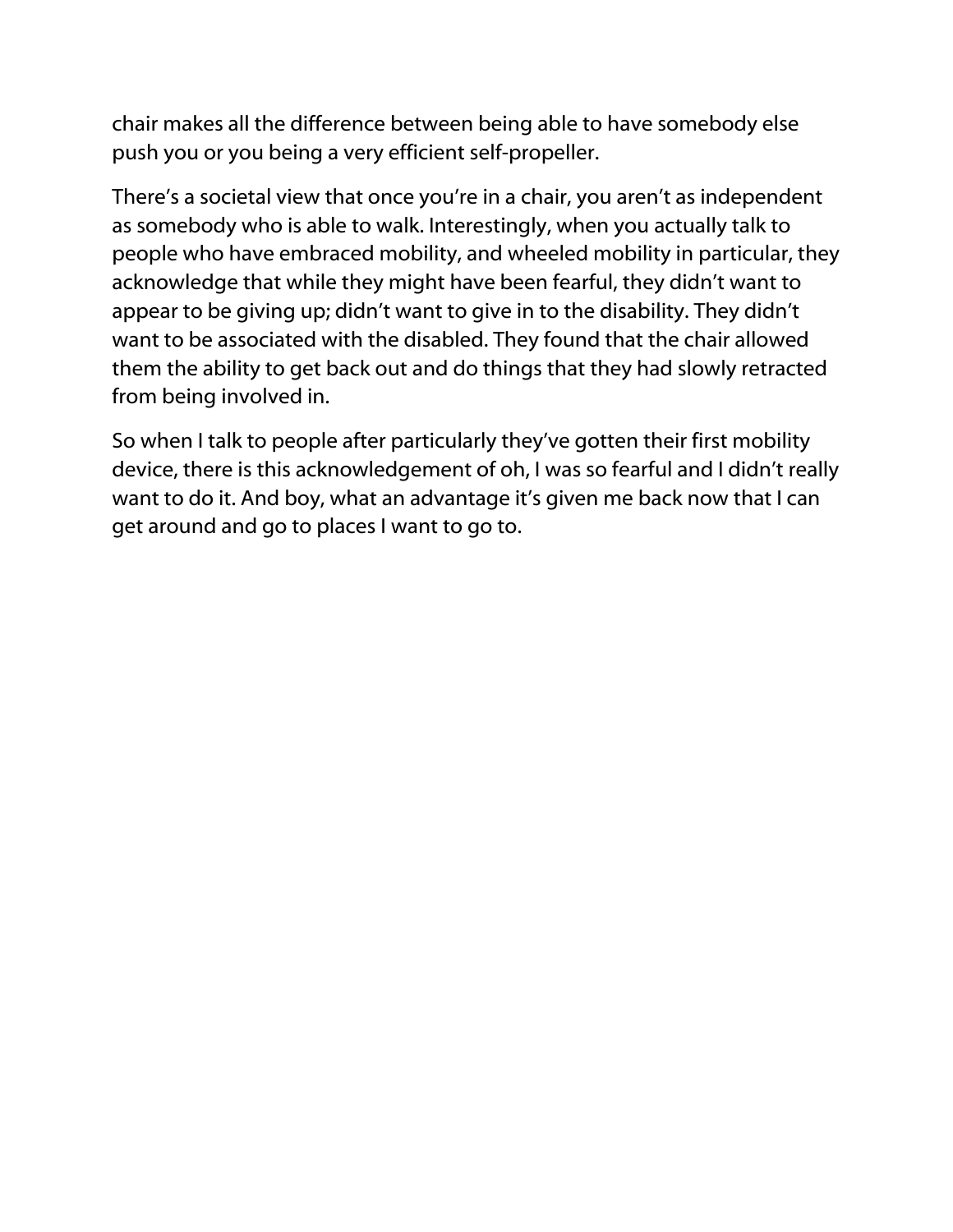chair makes all the difference between being able to have somebody else push you or you being a very efficient self-propeller.

There's a societal view that once you're in a chair, you aren't as independent as somebody who is able to walk. Interestingly, when you actually talk to people who have embraced mobility, and wheeled mobility in particular, they acknowledge that while they might have been fearful, they didn't want to appear to be giving up; didn't want to give in to the disability. They didn't want to be associated with the disabled. They found that the chair allowed them the ability to get back out and do things that they had slowly retracted from being involved in.

So when I talk to people after particularly they've gotten their first mobility device, there is this acknowledgement of oh, I was so fearful and I didn't really want to do it. And boy, what an advantage it's given me back now that I can get around and go to places I want to go to.